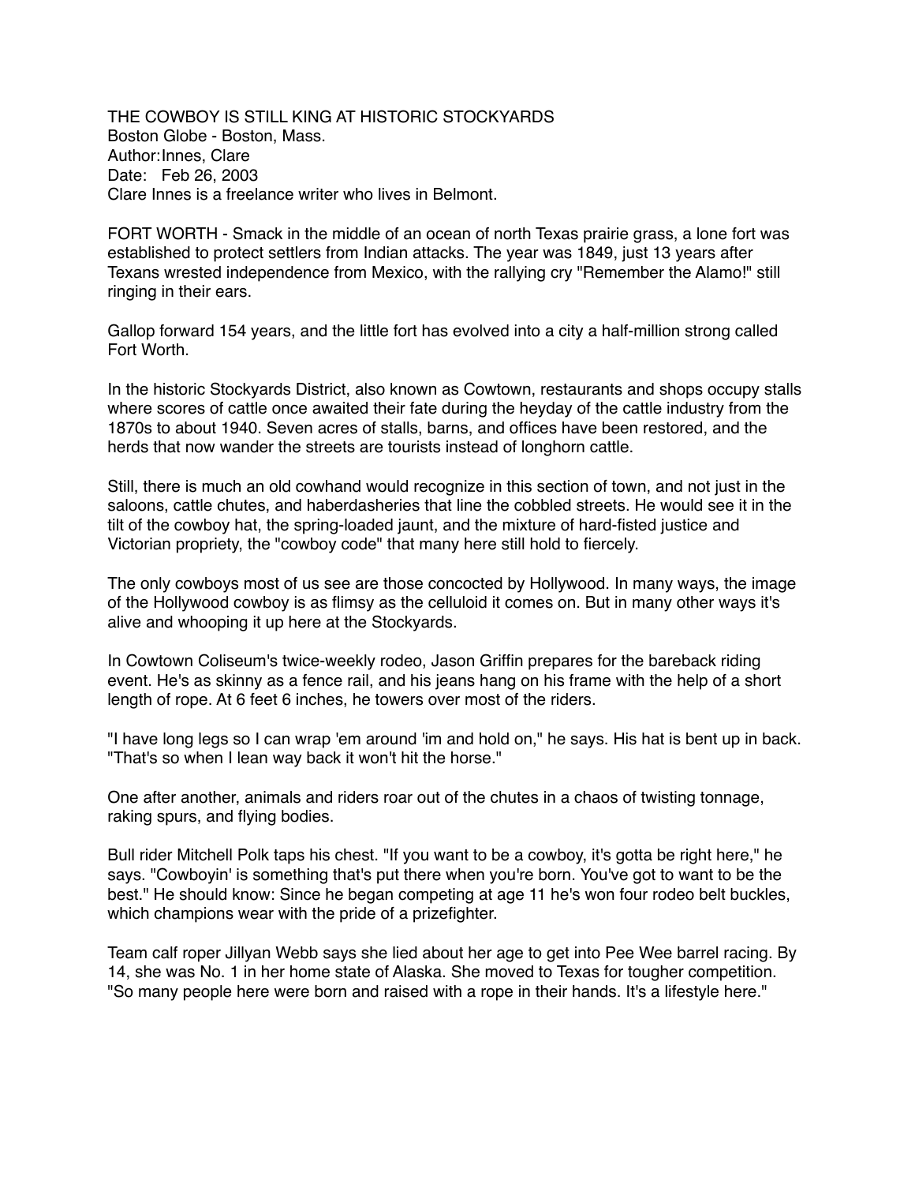# THE COWBOY IS STILL KING AT HISTORIC STOCKYARDS

Boston Globe - Boston, Mass.
Author: Innes, Clare
Date: Feb 26, 2003
Clare Innes is a freelance writer who lives in Belmont.

FORT WORTH - Smack in the middle of an ocean of north Texas prairie grass, a lone fort was established to protect settlers from Indian attacks. The year was 1849, just 13 years after Texans wrested independence from Mexico, with the rallying cry "Remember the Alamo!" still ringing in their ears.

Gallop forward 154 years, and the little fort has evolved into a city a half-million strong called Fort Worth.

In the historic Stockyards District, also known as Cowtown, restaurants and shops occupy stalls where scores of cattle once awaited their fate during the heyday of the cattle industry from the 1870s to about 1940. Seven acres of stalls, barns, and offices have been restored, and the herds that now wander the streets are tourists instead of longhorn cattle.

Still, there is much an old cowhand would recognize in this section of town, and not just in the saloons, cattle chutes, and haberdasheries that line the cobbled streets. He would see it in the tilt of the cowboy hat, the spring-loaded jaunt, and the mixture of hard-fisted justice and Victorian propriety, the "cowboy code" that many here still hold to fiercely.

The only cowboys most of us see are those concocted by Hollywood. In many ways, the image of the Hollywood cowboy is as flimsy as the celluloid it comes on. But in many other ways it's alive and whooping it up here at the Stockyards.

In Cowtown Coliseum's twice-weekly rodeo, Jason Griffin prepares for the bareback riding event. He's as skinny as a fence rail, and his jeans hang on his frame with the help of a short length of rope. At 6 feet 6 inches, he towers over most of the riders.

"I have long legs so I can wrap 'em around 'im and hold on," he says. His hat is bent up in back. "That's so when I lean way back it won't hit the horse."

One after another, animals and riders roar out of the chutes in a chaos of twisting tonnage, raking spurs, and flying bodies.

Bull rider Mitchell Polk taps his chest. "If you want to be a cowboy, it's gotta be right here," he says. "Cowboyin' is something that's put there when you're born. You've got to want to be the best." He should know: Since he began competing at age 11 he's won four rodeo belt buckles, which champions wear with the pride of a prizefighter.

Team calf roper Jillyan Webb says she lied about her age to get into Pee Wee barrel racing. By 14, she was No. 1 in her home state of Alaska. She moved to Texas for tougher competition. "So many people here were born and raised with a rope in their hands. It's a lifestyle here."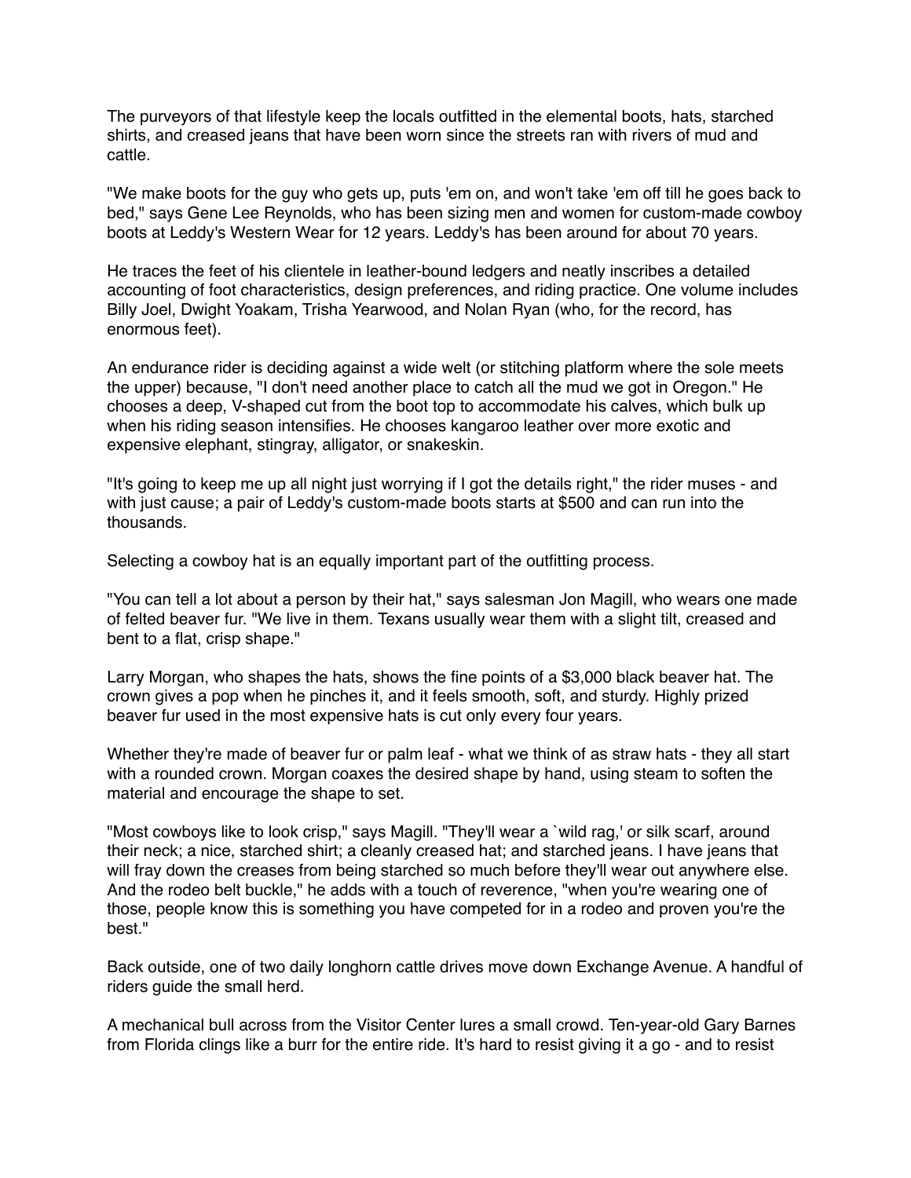The purveyors of that lifestyle keep the locals outfitted in the elemental boots, hats, starched shirts, and creased jeans that have been worn since the streets ran with rivers of mud and cattle.

"We make boots for the guy who gets up, puts 'em on, and won't take 'em off till he goes back to bed," says Gene Lee Reynolds, who has been sizing men and women for custom-made cowboy boots at Leddy's Western Wear for 12 years. Leddy's has been around for about 70 years.

He traces the feet of his clientele in leather-bound ledgers and neatly inscribes a detailed accounting of foot characteristics, design preferences, and riding practice. One volume includes Billy Joel, Dwight Yoakam, Trisha Yearwood, and Nolan Ryan (who, for the record, has enormous feet).

An endurance rider is deciding against a wide welt (or stitching platform where the sole meets the upper) because, "I don't need another place to catch all the mud we got in Oregon." He chooses a deep, V-shaped cut from the boot top to accommodate his calves, which bulk up when his riding season intensifies. He chooses kangaroo leather over more exotic and expensive elephant, stingray, alligator, or snakeskin.

"It's going to keep me up all night just worrying if I got the details right," the rider muses - and with just cause; a pair of Leddy's custom-made boots starts at $500 and can run into the thousands.

Selecting a cowboy hat is an equally important part of the outfitting process.

"You can tell a lot about a person by their hat," says salesman Jon Magill, who wears one made of felted beaver fur. "We live in them. Texans usually wear them with a slight tilt, creased and bent to a flat, crisp shape."

Larry Morgan, who shapes the hats, shows the fine points of a $3,000 black beaver hat. The crown gives a pop when he pinches it, and it feels smooth, soft, and sturdy. Highly prized beaver fur used in the most expensive hats is cut only every four years.

Whether they're made of beaver fur or palm leaf - what we think of as straw hats - they all start with a rounded crown. Morgan coaxes the desired shape by hand, using steam to soften the material and encourage the shape to set.

"Most cowboys like to look crisp," says Magill. "They'll wear a `wild rag,' or silk scarf, around their neck; a nice, starched shirt; a cleanly creased hat; and starched jeans. I have jeans that will fray down the creases from being starched so much before they'll wear out anywhere else. And the rodeo belt buckle," he adds with a touch of reverence, "when you're wearing one of those, people know this is something you have competed for in a rodeo and proven you're the best."

Back outside, one of two daily longhorn cattle drives move down Exchange Avenue. A handful of riders guide the small herd.

A mechanical bull across from the Visitor Center lures a small crowd. Ten-year-old Gary Barnes from Florida clings like a burr for the entire ride. It's hard to resist giving it a go - and to resist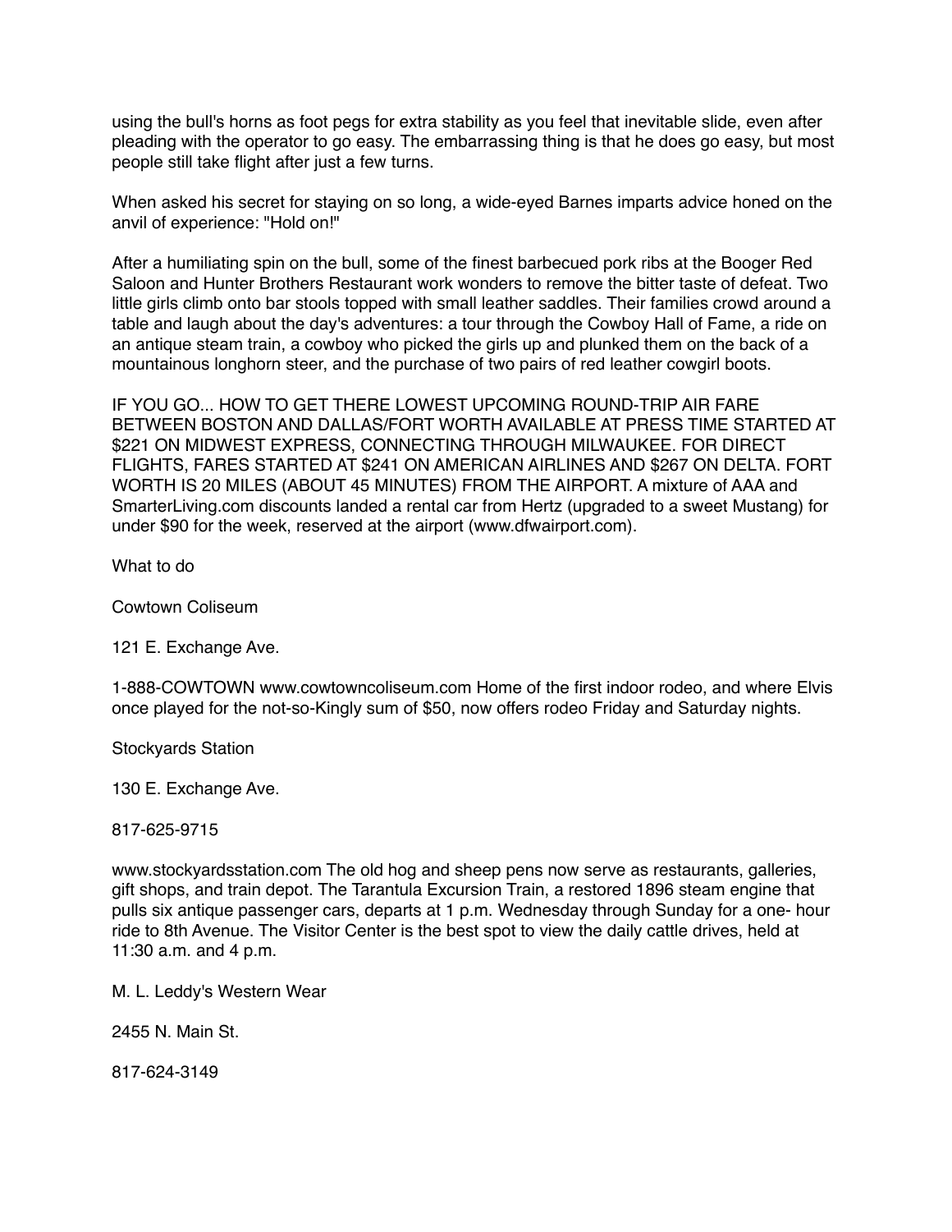using the bull's horns as foot pegs for extra stability as you feel that inevitable slide, even after pleading with the operator to go easy. The embarrassing thing is that he does go easy, but most people still take flight after just a few turns.

When asked his secret for staying on so long, a wide-eyed Barnes imparts advice honed on the anvil of experience: "Hold on!"

After a humiliating spin on the bull, some of the finest barbecued pork ribs at the Booger Red Saloon and Hunter Brothers Restaurant work wonders to remove the bitter taste of defeat. Two little girls climb onto bar stools topped with small leather saddles. Their families crowd around a table and laugh about the day's adventures: a tour through the Cowboy Hall of Fame, a ride on an antique steam train, a cowboy who picked the girls up and plunked them on the back of a mountainous longhorn steer, and the purchase of two pairs of red leather cowgirl boots.

IF YOU GO... HOW TO GET THERE LOWEST UPCOMING ROUND-TRIP AIR FARE BETWEEN BOSTON AND DALLAS/FORT WORTH AVAILABLE AT PRESS TIME STARTED AT $221 ON MIDWEST EXPRESS, CONNECTING THROUGH MILWAUKEE. FOR DIRECT FLIGHTS, FARES STARTED AT $241 ON AMERICAN AIRLINES AND $267 ON DELTA. FORT WORTH IS 20 MILES (ABOUT 45 MINUTES) FROM THE AIRPORT. A mixture of AAA and SmarterLiving.com discounts landed a rental car from Hertz (upgraded to a sweet Mustang) for under $90 for the week, reserved at the airport (www.dfwairport.com).

What to do

Cowtown Coliseum

121 E. Exchange Ave.

1-888-COWTOWN www.cowtowncoliseum.com Home of the first indoor rodeo, and where Elvis once played for the not-so-Kingly sum of $50, now offers rodeo Friday and Saturday nights.

Stockyards Station

130 E. Exchange Ave.

817-625-9715

www.stockyardsstation.com The old hog and sheep pens now serve as restaurants, galleries, gift shops, and train depot. The Tarantula Excursion Train, a restored 1896 steam engine that pulls six antique passenger cars, departs at 1 p.m. Wednesday through Sunday for a one- hour ride to 8th Avenue. The Visitor Center is the best spot to view the daily cattle drives, held at 11:30 a.m. and 4 p.m.

M. L. Leddy's Western Wear

2455 N. Main St.

817-624-3149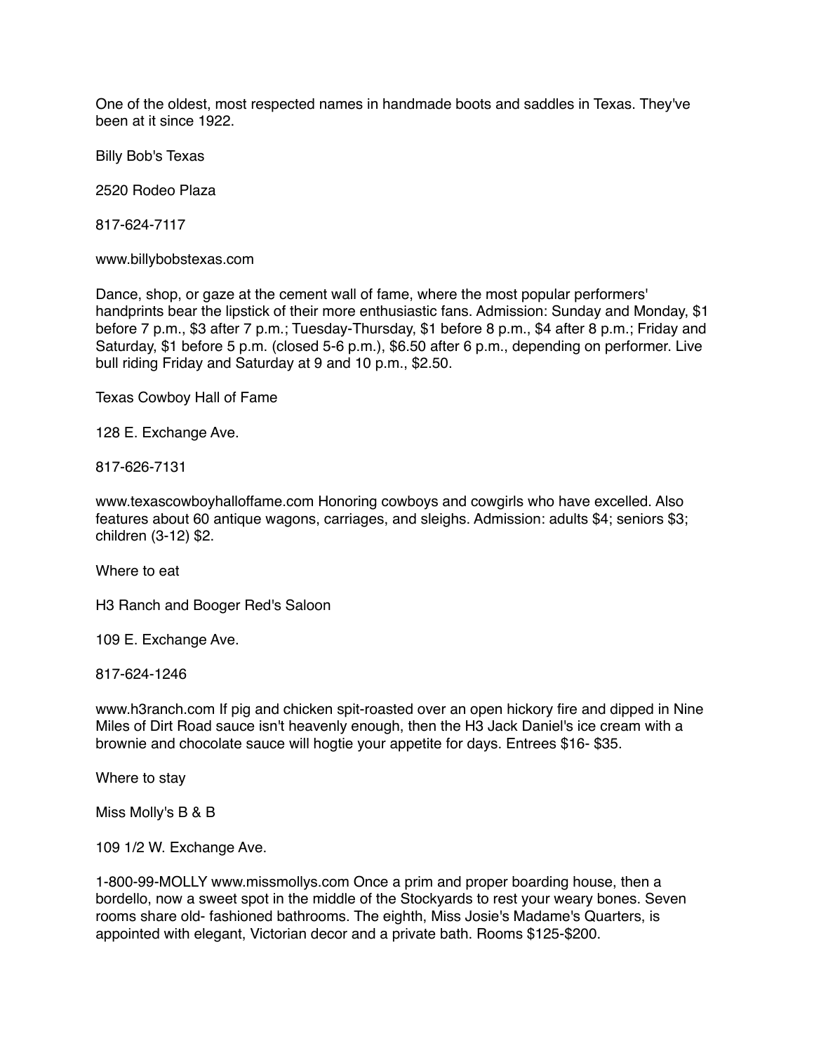One of the oldest, most respected names in handmade boots and saddles in Texas. They've been at it since 1922.

Billy Bob's Texas

2520 Rodeo Plaza

817-624-7117

www.billybobstexas.com

Dance, shop, or gaze at the cement wall of fame, where the most popular performers' handprints bear the lipstick of their more enthusiastic fans. Admission: Sunday and Monday, $1 before 7 p.m., $3 after 7 p.m.; Tuesday-Thursday, $1 before 8 p.m., $4 after 8 p.m.; Friday and Saturday, $1 before 5 p.m. (closed 5-6 p.m.), $6.50 after 6 p.m., depending on performer. Live bull riding Friday and Saturday at 9 and 10 p.m., $2.50.

Texas Cowboy Hall of Fame

128 E. Exchange Ave.

817-626-7131

www.texascowboyhalloffame.com Honoring cowboys and cowgirls who have excelled. Also features about 60 antique wagons, carriages, and sleighs. Admission: adults $4; seniors $3; children (3-12) $2.

Where to eat

H3 Ranch and Booger Red's Saloon

109 E. Exchange Ave.

817-624-1246

www.h3ranch.com If pig and chicken spit-roasted over an open hickory fire and dipped in Nine Miles of Dirt Road sauce isn't heavenly enough, then the H3 Jack Daniel's ice cream with a brownie and chocolate sauce will hogtie your appetite for days. Entrees $16- $35.

Where to stay

Miss Molly's B & B

109 1/2 W. Exchange Ave.

1-800-99-MOLLY www.missmollys.com Once a prim and proper boarding house, then a bordello, now a sweet spot in the middle of the Stockyards to rest your weary bones. Seven rooms share old- fashioned bathrooms. The eighth, Miss Josie's Madame's Quarters, is appointed with elegant, Victorian decor and a private bath. Rooms $125-$200.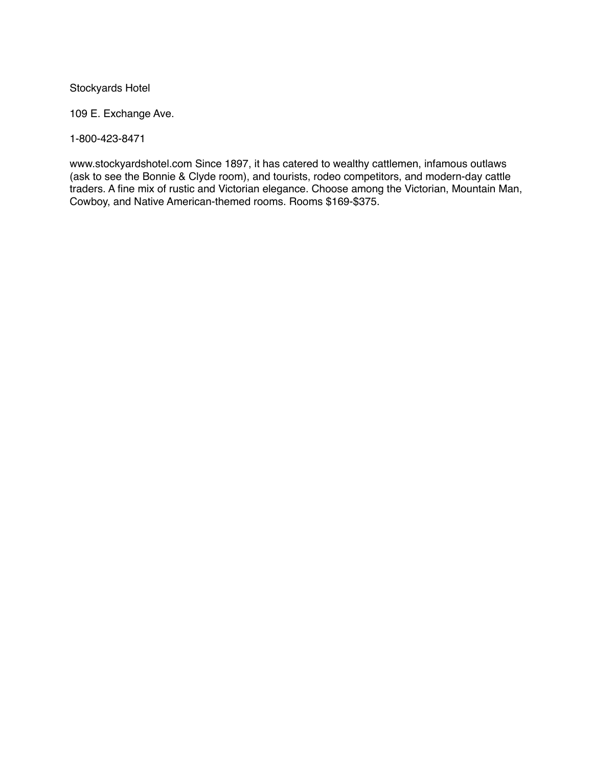Stockyards Hotel

109 E. Exchange Ave.

1-800-423-8471

www.stockyardshotel.com Since 1897, it has catered to wealthy cattlemen, infamous outlaws (ask to see the Bonnie & Clyde room), and tourists, rodeo competitors, and modern-day cattle traders. A fine mix of rustic and Victorian elegance. Choose among the Victorian, Mountain Man, Cowboy, and Native American-themed rooms. Rooms $169-$375.